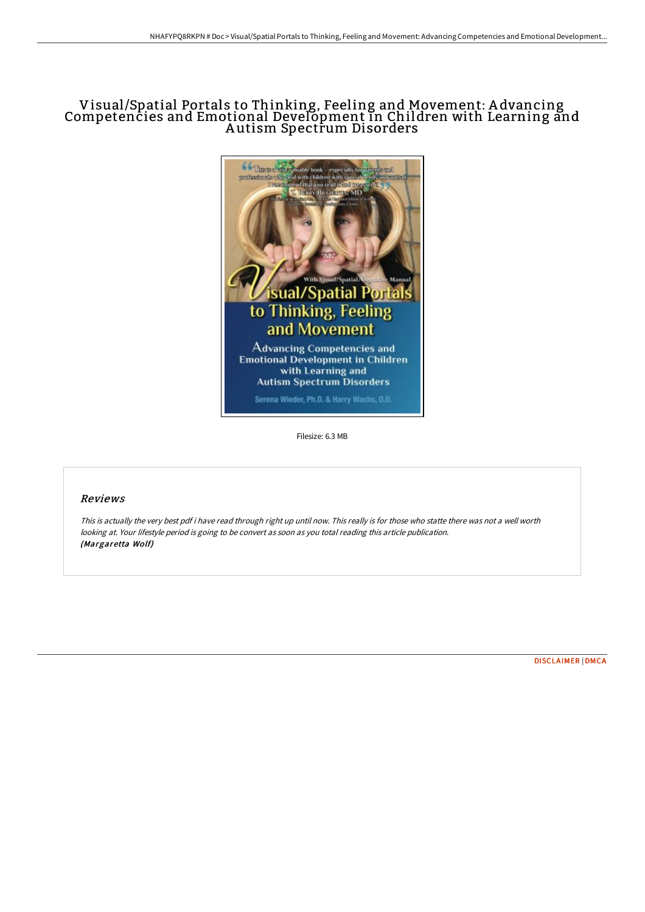# Visual/Spatial Portals to Thinking, Feeling and Movement: Advancing Competencies and Emotional Development in Children with Learning and Autism Spectrum Disorders

Filesize: 6.3 MB

## *Reviews*

*This is actually the very best pdf i have read through right up until now. This really is for those who statte there was not a well worth looking at. Your lifestyle period is going to be convert as soon as you total reading this article publication.*
***(Margaretta Wolf)***

DISCLAIMER | DMCA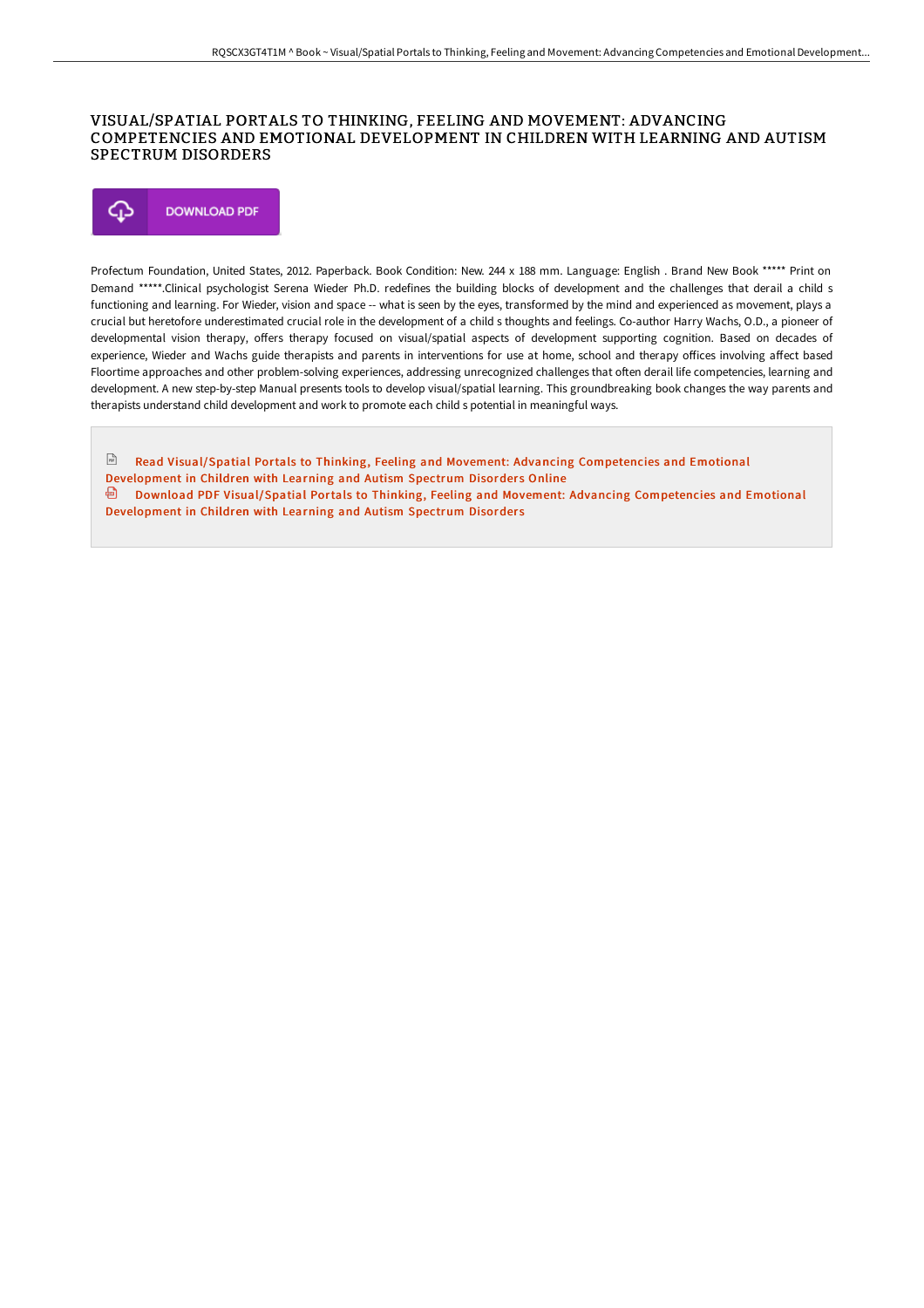# VISUAL/SPATIAL PORTALS TO THINKING, FEELING AND MOVEMENT: ADVANCING COMPETENCIES AND EMOTIONAL DEVELOPMENT IN CHILDREN WITH LEARNING AND AUTISM SPECTRUM DISORDERS

DOWNLOAD PDF

Profectum Foundation, United States, 2012. Paperback. Book Condition: New. 244 x 188 mm. Language: English . Brand New Book ***** Print on Demand *****.Clinical psychologist Serena Wieder Ph.D. redefines the building blocks of development and the challenges that derail a child s functioning and learning. For Wieder, vision and space -- what is seen by the eyes, transformed by the mind and experienced as movement, plays a crucial but heretofore underestimated crucial role in the development of a child s thoughts and feelings. Co-author Harry Wachs, O.D., a pioneer of developmental vision therapy, offers therapy focused on visual/spatial aspects of development supporting cognition. Based on decades of experience, Wieder and Wachs guide therapists and parents in interventions for use at home, school and therapy offices involving affect based Floortime approaches and other problem-solving experiences, addressing unrecognized challenges that often derail life competencies, learning and development. A new step-by-step Manual presents tools to develop visual/spatial learning. This groundbreaking book changes the way parents and therapists understand child development and work to promote each child s potential in meaningful ways.

Read Visual/Spatial Portals to Thinking, Feeling and Movement: Advancing Competencies and Emotional Development in Children with Learning and Autism Spectrum Disorders Online

Download PDF Visual/Spatial Portals to Thinking, Feeling and Movement: Advancing Competencies and Emotional Development in Children with Learning and Autism Spectrum Disorders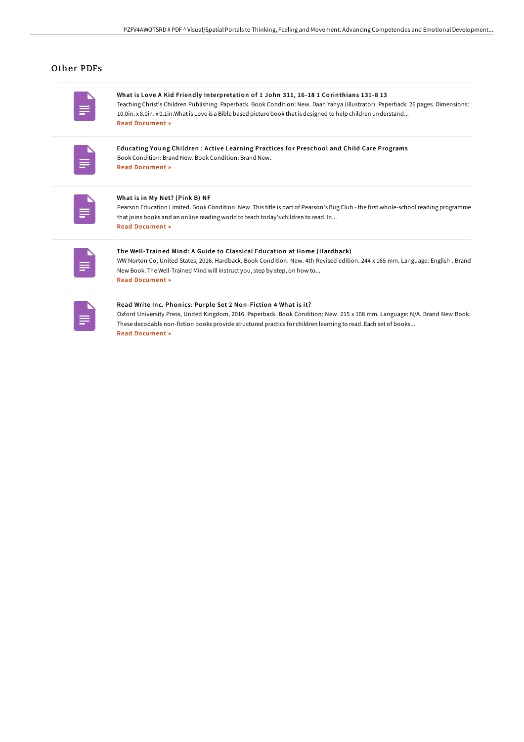## Other PDFs

**What is Love A Kid Friendly Interpretation of 1 John 311, 16-18 1 Corinthians 131-8 13**

Teaching Christ's Children Publishing. Paperback. Book Condition: New. Daan Yahya (illustrator). Paperback. 26 pages. Dimensions: 10.0in. x 8.0in. x 0.1in.What is Love is a Bible based picture book that is designed to help children understand...

Read Document »

**Educating Young Children : Active Learning Practices for Preschool and Child Care Programs**

Book Condition: Brand New. Book Condition: Brand New.

Read Document »

**What is in My Net? (Pink B) NF**

Pearson Education Limited. Book Condition: New. This title is part of Pearson's Bug Club - the first whole-school reading programme that joins books and an online reading world to teach today's children to read. In...

Read Document »

**The Well-Trained Mind: A Guide to Classical Education at Home (Hardback)**

WW Norton Co, United States, 2016. Hardback. Book Condition: New. 4th Revised edition. 244 x 165 mm. Language: English . Brand New Book. The Well-Trained Mind will instruct you, step by step, on how to...

Read Document »

**Read Write Inc. Phonics: Purple Set 2 Non-Fiction 4 What is it?**

Oxford University Press, United Kingdom, 2016. Paperback. Book Condition: New. 215 x 108 mm. Language: N/A. Brand New Book. These decodable non-fiction books provide structured practice for children learning to read. Each set of books...

Read Document »